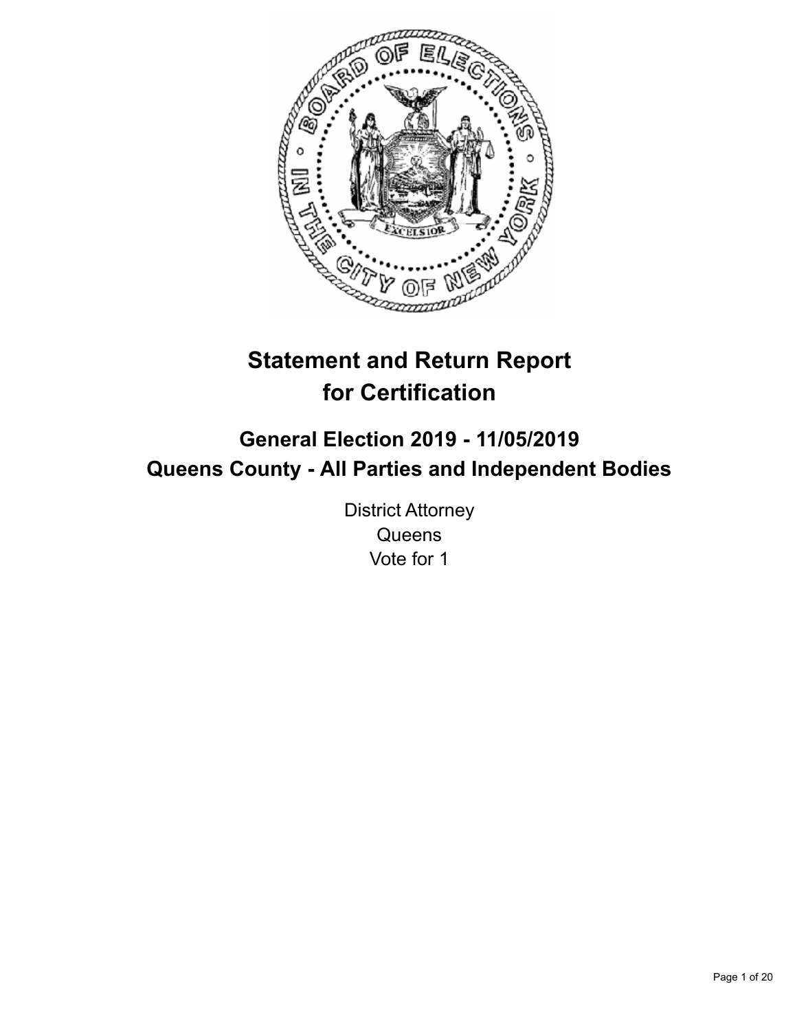# Statement and Return Report for Certification

## General Election 2019 - 11/05/2019
## Queens County - All Parties and Independent Bodies

District Attorney
Queens
Vote for 1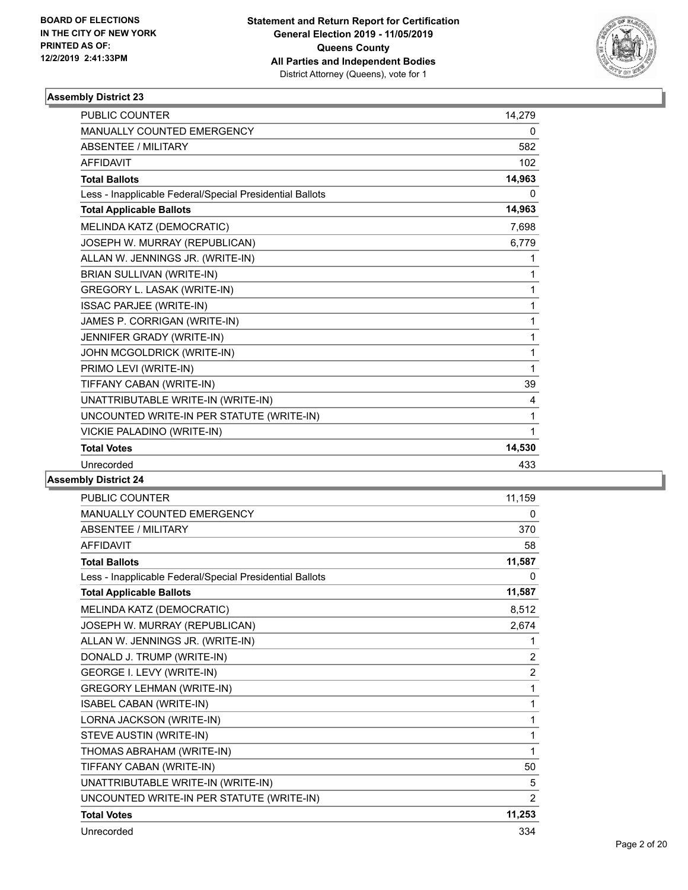**BOARD OF ELECTIONS IN THE CITY OF NEW YORK PRINTED AS OF: 12/2/2019 2:41:33PM**

**Statement and Return Report for Certification General Election 2019 - 11/05/2019 Queens County All Parties and Independent Bodies**

District Attorney (Queens), vote for 1

### Assembly District 23

| | |
|---|---|
| PUBLIC COUNTER | 14,279 |
| MANUALLY COUNTED EMERGENCY | 0 |
| ABSENTEE / MILITARY | 582 |
| AFFIDAVIT | 102 |
| **Total Ballots** | **14,963** |
| Less - Inapplicable Federal/Special Presidential Ballots | 0 |
| **Total Applicable Ballots** | **14,963** |
| MELINDA KATZ (DEMOCRATIC) | 7,698 |
| JOSEPH W. MURRAY (REPUBLICAN) | 6,779 |
| ALLAN W. JENNINGS JR. (WRITE-IN) | 1 |
| BRIAN SULLIVAN (WRITE-IN) | 1 |
| GREGORY L. LASAK (WRITE-IN) | 1 |
| ISSAC PARJEE (WRITE-IN) | 1 |
| JAMES P. CORRIGAN (WRITE-IN) | 1 |
| JENNIFER GRADY (WRITE-IN) | 1 |
| JOHN MCGOLDRICK (WRITE-IN) | 1 |
| PRIMO LEVI (WRITE-IN) | 1 |
| TIFFANY CABAN (WRITE-IN) | 39 |
| UNATTRIBUTABLE WRITE-IN (WRITE-IN) | 4 |
| UNCOUNTED WRITE-IN PER STATUTE (WRITE-IN) | 1 |
| VICKIE PALADINO (WRITE-IN) | 1 |
| **Total Votes** | **14,530** |
| Unrecorded | 433 |

### Assembly District 24

| | |
|---|---|
| PUBLIC COUNTER | 11,159 |
| MANUALLY COUNTED EMERGENCY | 0 |
| ABSENTEE / MILITARY | 370 |
| AFFIDAVIT | 58 |
| **Total Ballots** | **11,587** |
| Less - Inapplicable Federal/Special Presidential Ballots | 0 |
| **Total Applicable Ballots** | **11,587** |
| MELINDA KATZ (DEMOCRATIC) | 8,512 |
| JOSEPH W. MURRAY (REPUBLICAN) | 2,674 |
| ALLAN W. JENNINGS JR. (WRITE-IN) | 1 |
| DONALD J. TRUMP (WRITE-IN) | 2 |
| GEORGE I. LEVY (WRITE-IN) | 2 |
| GREGORY LEHMAN (WRITE-IN) | 1 |
| ISABEL CABAN (WRITE-IN) | 1 |
| LORNA JACKSON (WRITE-IN) | 1 |
| STEVE AUSTIN (WRITE-IN) | 1 |
| THOMAS ABRAHAM (WRITE-IN) | 1 |
| TIFFANY CABAN (WRITE-IN) | 50 |
| UNATTRIBUTABLE WRITE-IN (WRITE-IN) | 5 |
| UNCOUNTED WRITE-IN PER STATUTE (WRITE-IN) | 2 |
| **Total Votes** | **11,253** |
| Unrecorded | 334 |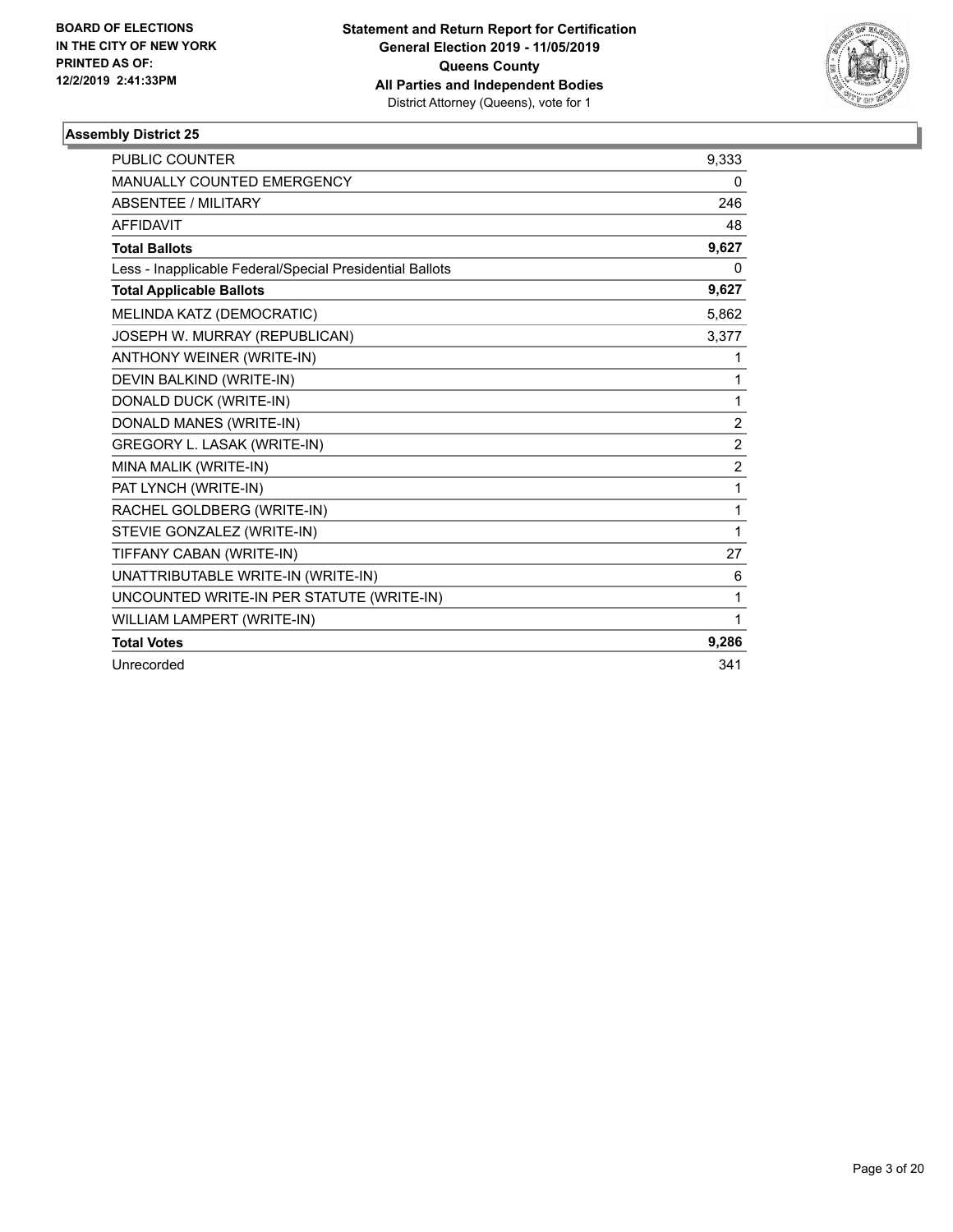**BOARD OF ELECTIONS IN THE CITY OF NEW YORK PRINTED AS OF: 12/2/2019 2:41:33PM**

**Statement and Return Report for Certification**
**General Election 2019 - 11/05/2019**
**Queens County**
**All Parties and Independent Bodies**
District Attorney (Queens), vote for 1

### Assembly District 25

| | |
|---|---|
| PUBLIC COUNTER | 9,333 |
| MANUALLY COUNTED EMERGENCY | 0 |
| ABSENTEE / MILITARY | 246 |
| AFFIDAVIT | 48 |
| **Total Ballots** | **9,627** |
| Less - Inapplicable Federal/Special Presidential Ballots | 0 |
| **Total Applicable Ballots** | **9,627** |
| MELINDA KATZ (DEMOCRATIC) | 5,862 |
| JOSEPH W. MURRAY (REPUBLICAN) | 3,377 |
| ANTHONY WEINER (WRITE-IN) | 1 |
| DEVIN BALKIND (WRITE-IN) | 1 |
| DONALD DUCK (WRITE-IN) | 1 |
| DONALD MANES (WRITE-IN) | 2 |
| GREGORY L. LASAK (WRITE-IN) | 2 |
| MINA MALIK (WRITE-IN) | 2 |
| PAT LYNCH (WRITE-IN) | 1 |
| RACHEL GOLDBERG (WRITE-IN) | 1 |
| STEVIE GONZALEZ (WRITE-IN) | 1 |
| TIFFANY CABAN (WRITE-IN) | 27 |
| UNATTRIBUTABLE WRITE-IN (WRITE-IN) | 6 |
| UNCOUNTED WRITE-IN PER STATUTE (WRITE-IN) | 1 |
| WILLIAM LAMPERT (WRITE-IN) | 1 |
| **Total Votes** | **9,286** |
| Unrecorded | 341 |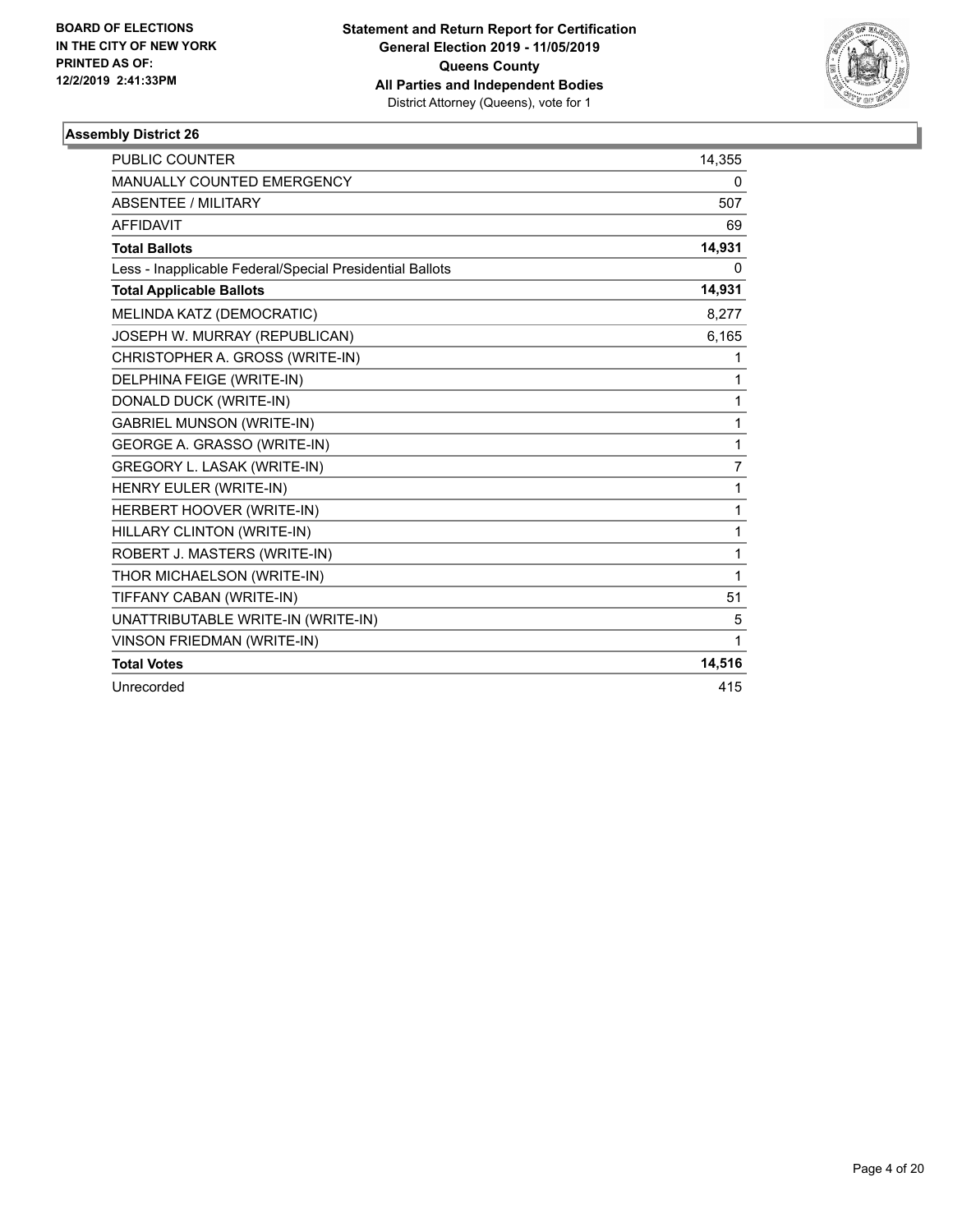**BOARD OF ELECTIONS IN THE CITY OF NEW YORK PRINTED AS OF: 12/2/2019 2:41:33PM**

**Statement and Return Report for Certification General Election 2019 - 11/05/2019 Queens County All Parties and Independent Bodies**

District Attorney (Queens), vote for 1

### Assembly District 26

| | |
|---|---|
| PUBLIC COUNTER | 14,355 |
| MANUALLY COUNTED EMERGENCY | 0 |
| ABSENTEE / MILITARY | 507 |
| AFFIDAVIT | 69 |
| **Total Ballots** | **14,931** |
| Less - Inapplicable Federal/Special Presidential Ballots | 0 |
| **Total Applicable Ballots** | **14,931** |
| MELINDA KATZ (DEMOCRATIC) | 8,277 |
| JOSEPH W. MURRAY (REPUBLICAN) | 6,165 |
| CHRISTOPHER A. GROSS (WRITE-IN) | 1 |
| DELPHINA FEIGE (WRITE-IN) | 1 |
| DONALD DUCK (WRITE-IN) | 1 |
| GABRIEL MUNSON (WRITE-IN) | 1 |
| GEORGE A. GRASSO (WRITE-IN) | 1 |
| GREGORY L. LASAK (WRITE-IN) | 7 |
| HENRY EULER (WRITE-IN) | 1 |
| HERBERT HOOVER (WRITE-IN) | 1 |
| HILLARY CLINTON (WRITE-IN) | 1 |
| ROBERT J. MASTERS (WRITE-IN) | 1 |
| THOR MICHAELSON (WRITE-IN) | 1 |
| TIFFANY CABAN (WRITE-IN) | 51 |
| UNATTRIBUTABLE WRITE-IN (WRITE-IN) | 5 |
| VINSON FRIEDMAN (WRITE-IN) | 1 |
| **Total Votes** | **14,516** |
| Unrecorded | 415 |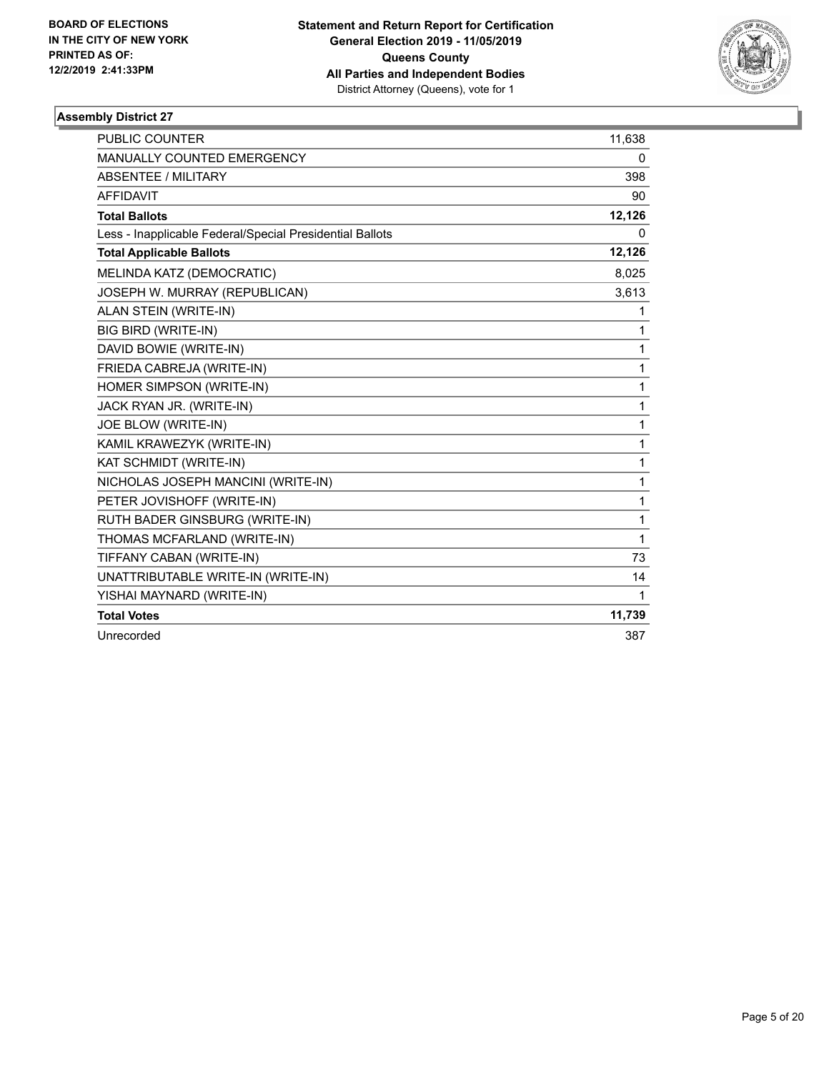**BOARD OF ELECTIONS IN THE CITY OF NEW YORK PRINTED AS OF: 12/2/2019 2:41:33PM**

**Statement and Return Report for Certification General Election 2019 - 11/05/2019 Queens County All Parties and Independent Bodies**
District Attorney (Queens), vote for 1

### Assembly District 27

| | |
|---|---|
| PUBLIC COUNTER | 11,638 |
| MANUALLY COUNTED EMERGENCY | 0 |
| ABSENTEE / MILITARY | 398 |
| AFFIDAVIT | 90 |
| **Total Ballots** | **12,126** |
| Less - Inapplicable Federal/Special Presidential Ballots | 0 |
| **Total Applicable Ballots** | **12,126** |
| MELINDA KATZ (DEMOCRATIC) | 8,025 |
| JOSEPH W. MURRAY (REPUBLICAN) | 3,613 |
| ALAN STEIN (WRITE-IN) | 1 |
| BIG BIRD (WRITE-IN) | 1 |
| DAVID BOWIE (WRITE-IN) | 1 |
| FRIEDA CABREJA (WRITE-IN) | 1 |
| HOMER SIMPSON (WRITE-IN) | 1 |
| JACK RYAN JR. (WRITE-IN) | 1 |
| JOE BLOW (WRITE-IN) | 1 |
| KAMIL KRAWEZYK (WRITE-IN) | 1 |
| KAT SCHMIDT (WRITE-IN) | 1 |
| NICHOLAS JOSEPH MANCINI (WRITE-IN) | 1 |
| PETER JOVISHOFF (WRITE-IN) | 1 |
| RUTH BADER GINSBURG (WRITE-IN) | 1 |
| THOMAS MCFARLAND (WRITE-IN) | 1 |
| TIFFANY CABAN (WRITE-IN) | 73 |
| UNATTRIBUTABLE WRITE-IN (WRITE-IN) | 14 |
| YISHAI MAYNARD (WRITE-IN) | 1 |
| **Total Votes** | **11,739** |
| Unrecorded | 387 |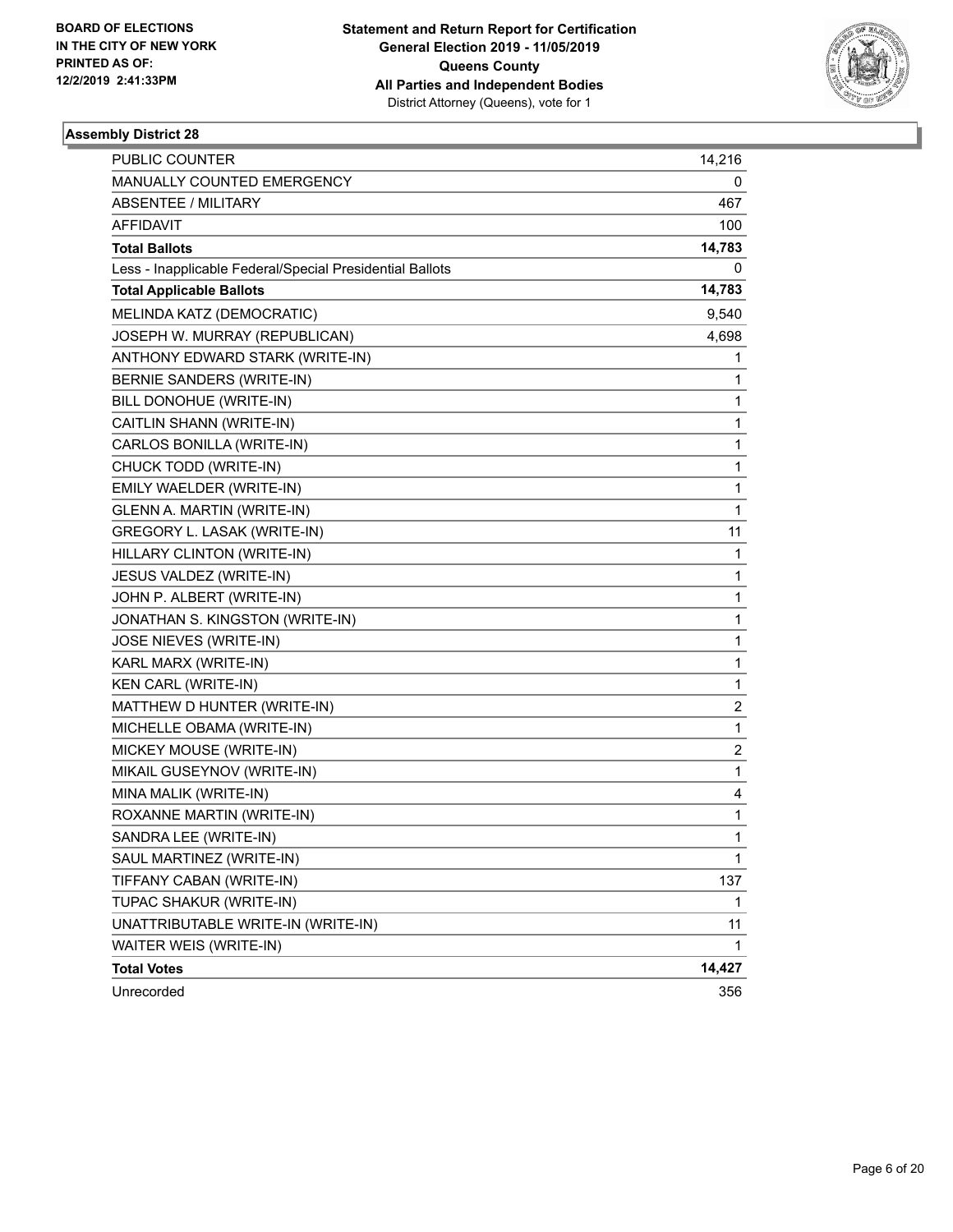**BOARD OF ELECTIONS IN THE CITY OF NEW YORK PRINTED AS OF: 12/2/2019 2:41:33PM**

**Statement and Return Report for Certification General Election 2019 - 11/05/2019 Queens County All Parties and Independent Bodies**
District Attorney (Queens), vote for 1

### Assembly District 28

| | |
|---|---|
| PUBLIC COUNTER | 14,216 |
| MANUALLY COUNTED EMERGENCY | 0 |
| ABSENTEE / MILITARY | 467 |
| AFFIDAVIT | 100 |
| **Total Ballots** | **14,783** |
| Less - Inapplicable Federal/Special Presidential Ballots | 0 |
| **Total Applicable Ballots** | **14,783** |
| MELINDA KATZ (DEMOCRATIC) | 9,540 |
| JOSEPH W. MURRAY (REPUBLICAN) | 4,698 |
| ANTHONY EDWARD STARK (WRITE-IN) | 1 |
| BERNIE SANDERS (WRITE-IN) | 1 |
| BILL DONOHUE (WRITE-IN) | 1 |
| CAITLIN SHANN (WRITE-IN) | 1 |
| CARLOS BONILLA (WRITE-IN) | 1 |
| CHUCK TODD (WRITE-IN) | 1 |
| EMILY WAELDER (WRITE-IN) | 1 |
| GLENN A. MARTIN (WRITE-IN) | 1 |
| GREGORY L. LASAK (WRITE-IN) | 11 |
| HILLARY CLINTON (WRITE-IN) | 1 |
| JESUS VALDEZ (WRITE-IN) | 1 |
| JOHN P. ALBERT (WRITE-IN) | 1 |
| JONATHAN S. KINGSTON (WRITE-IN) | 1 |
| JOSE NIEVES (WRITE-IN) | 1 |
| KARL MARX (WRITE-IN) | 1 |
| KEN CARL (WRITE-IN) | 1 |
| MATTHEW D HUNTER (WRITE-IN) | 2 |
| MICHELLE OBAMA (WRITE-IN) | 1 |
| MICKEY MOUSE (WRITE-IN) | 2 |
| MIKAIL GUSEYNOV (WRITE-IN) | 1 |
| MINA MALIK (WRITE-IN) | 4 |
| ROXANNE MARTIN (WRITE-IN) | 1 |
| SANDRA LEE (WRITE-IN) | 1 |
| SAUL MARTINEZ (WRITE-IN) | 1 |
| TIFFANY CABAN (WRITE-IN) | 137 |
| TUPAC SHAKUR (WRITE-IN) | 1 |
| UNATTRIBUTABLE WRITE-IN (WRITE-IN) | 11 |
| WAITER WEIS (WRITE-IN) | 1 |
| **Total Votes** | **14,427** |
| Unrecorded | 356 |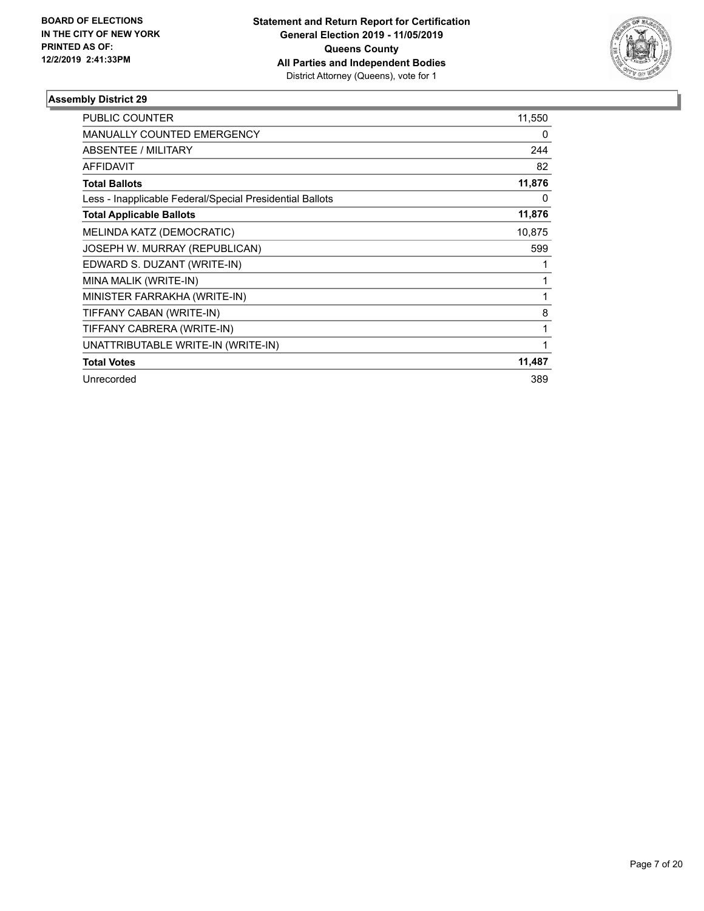**BOARD OF ELECTIONS IN THE CITY OF NEW YORK PRINTED AS OF: 12/2/2019 2:41:33PM**

**Statement and Return Report for Certification General Election 2019 - 11/05/2019 Queens County All Parties and Independent Bodies**
District Attorney (Queens), vote for 1

### Assembly District 29

| | |
|---|---|
| PUBLIC COUNTER | 11,550 |
| MANUALLY COUNTED EMERGENCY | 0 |
| ABSENTEE / MILITARY | 244 |
| AFFIDAVIT | 82 |
| **Total Ballots** | **11,876** |
| Less - Inapplicable Federal/Special Presidential Ballots | 0 |
| **Total Applicable Ballots** | **11,876** |
| MELINDA KATZ (DEMOCRATIC) | 10,875 |
| JOSEPH W. MURRAY (REPUBLICAN) | 599 |
| EDWARD S. DUZANT (WRITE-IN) | 1 |
| MINA MALIK (WRITE-IN) | 1 |
| MINISTER FARRAKHA (WRITE-IN) | 1 |
| TIFFANY CABAN (WRITE-IN) | 8 |
| TIFFANY CABRERA (WRITE-IN) | 1 |
| UNATTRIBUTABLE WRITE-IN (WRITE-IN) | 1 |
| **Total Votes** | **11,487** |
| Unrecorded | 389 |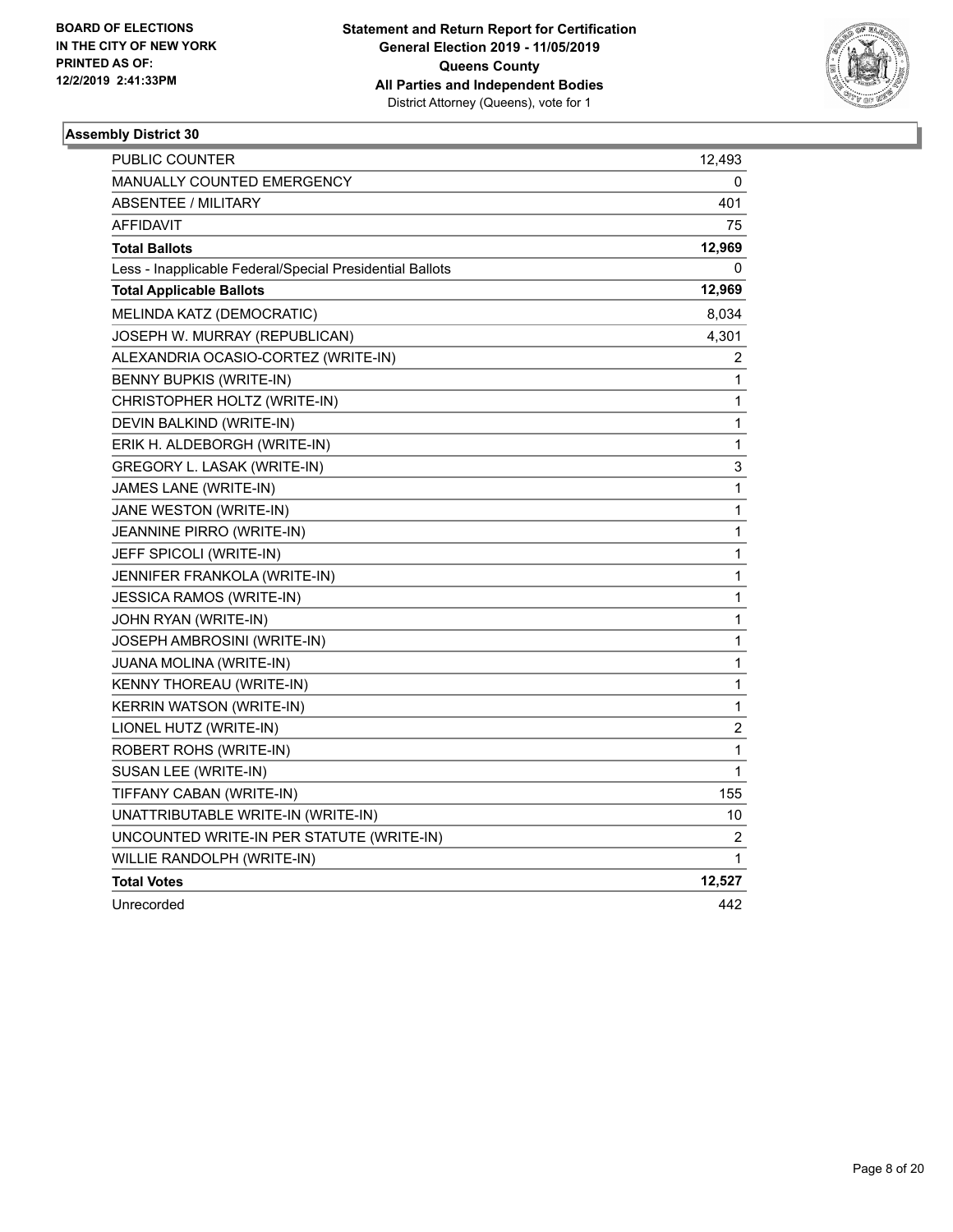**BOARD OF ELECTIONS IN THE CITY OF NEW YORK PRINTED AS OF: 12/2/2019 2:41:33PM**

**Statement and Return Report for Certification General Election 2019 - 11/05/2019 Queens County All Parties and Independent Bodies**
District Attorney (Queens), vote for 1

### Assembly District 30

| | |
|---|---|
| PUBLIC COUNTER | 12,493 |
| MANUALLY COUNTED EMERGENCY | 0 |
| ABSENTEE / MILITARY | 401 |
| AFFIDAVIT | 75 |
| **Total Ballots** | **12,969** |
| Less - Inapplicable Federal/Special Presidential Ballots | 0 |
| **Total Applicable Ballots** | **12,969** |
| MELINDA KATZ (DEMOCRATIC) | 8,034 |
| JOSEPH W. MURRAY (REPUBLICAN) | 4,301 |
| ALEXANDRIA OCASIO-CORTEZ (WRITE-IN) | 2 |
| BENNY BUPKIS (WRITE-IN) | 1 |
| CHRISTOPHER HOLTZ (WRITE-IN) | 1 |
| DEVIN BALKIND (WRITE-IN) | 1 |
| ERIK H. ALDEBORGH (WRITE-IN) | 1 |
| GREGORY L. LASAK (WRITE-IN) | 3 |
| JAMES LANE (WRITE-IN) | 1 |
| JANE WESTON (WRITE-IN) | 1 |
| JEANNINE PIRRO (WRITE-IN) | 1 |
| JEFF SPICOLI (WRITE-IN) | 1 |
| JENNIFER FRANKOLA (WRITE-IN) | 1 |
| JESSICA RAMOS (WRITE-IN) | 1 |
| JOHN RYAN (WRITE-IN) | 1 |
| JOSEPH AMBROSINI (WRITE-IN) | 1 |
| JUANA MOLINA (WRITE-IN) | 1 |
| KENNY THOREAU (WRITE-IN) | 1 |
| KERRIN WATSON (WRITE-IN) | 1 |
| LIONEL HUTZ (WRITE-IN) | 2 |
| ROBERT ROHS (WRITE-IN) | 1 |
| SUSAN LEE (WRITE-IN) | 1 |
| TIFFANY CABAN (WRITE-IN) | 155 |
| UNATTRIBUTABLE WRITE-IN (WRITE-IN) | 10 |
| UNCOUNTED WRITE-IN PER STATUTE (WRITE-IN) | 2 |
| WILLIE RANDOLPH (WRITE-IN) | 1 |
| **Total Votes** | **12,527** |
| Unrecorded | 442 |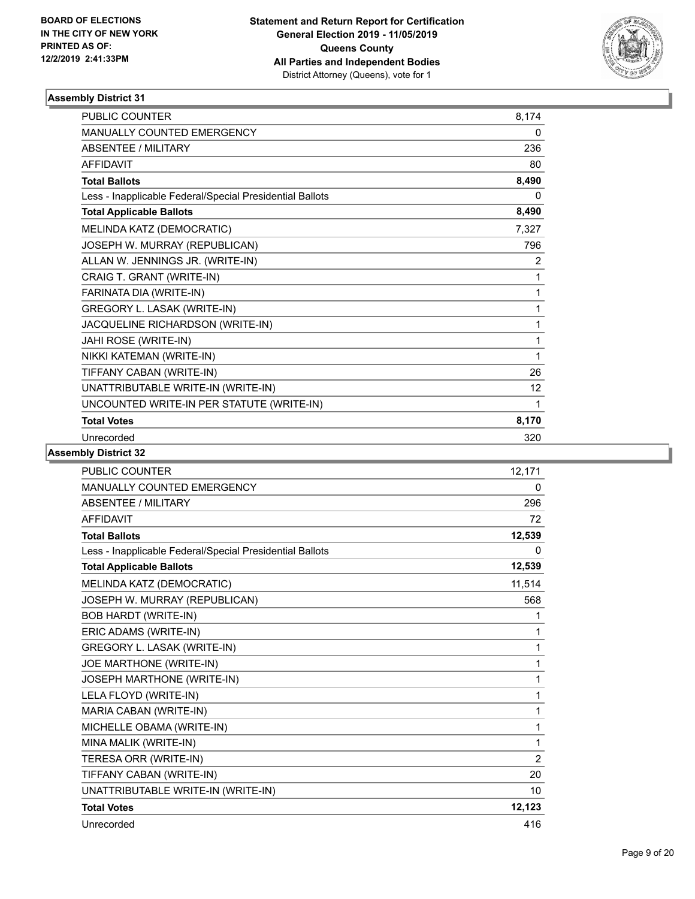**Statement and Return Report for Certification**
**General Election 2019 - 11/05/2019**
**Queens County**
**All Parties and Independent Bodies**
District Attorney (Queens), vote for 1

BOARD OF ELECTIONS IN THE CITY OF NEW YORK PRINTED AS OF: 12/2/2019 2:41:33PM

### Assembly District 31

| | |
|---|---|
| PUBLIC COUNTER | 8,174 |
| MANUALLY COUNTED EMERGENCY | 0 |
| ABSENTEE / MILITARY | 236 |
| AFFIDAVIT | 80 |
| **Total Ballots** | **8,490** |
| Less - Inapplicable Federal/Special Presidential Ballots | 0 |
| **Total Applicable Ballots** | **8,490** |
| MELINDA KATZ (DEMOCRATIC) | 7,327 |
| JOSEPH W. MURRAY (REPUBLICAN) | 796 |
| ALLAN W. JENNINGS JR. (WRITE-IN) | 2 |
| CRAIG T. GRANT (WRITE-IN) | 1 |
| FARINATA DIA (WRITE-IN) | 1 |
| GREGORY L. LASAK (WRITE-IN) | 1 |
| JACQUELINE RICHARDSON (WRITE-IN) | 1 |
| JAHI ROSE (WRITE-IN) | 1 |
| NIKKI KATEMAN (WRITE-IN) | 1 |
| TIFFANY CABAN (WRITE-IN) | 26 |
| UNATTRIBUTABLE WRITE-IN (WRITE-IN) | 12 |
| UNCOUNTED WRITE-IN PER STATUTE (WRITE-IN) | 1 |
| **Total Votes** | **8,170** |
| Unrecorded | 320 |

### Assembly District 32

| | |
|---|---|
| PUBLIC COUNTER | 12,171 |
| MANUALLY COUNTED EMERGENCY | 0 |
| ABSENTEE / MILITARY | 296 |
| AFFIDAVIT | 72 |
| **Total Ballots** | **12,539** |
| Less - Inapplicable Federal/Special Presidential Ballots | 0 |
| **Total Applicable Ballots** | **12,539** |
| MELINDA KATZ (DEMOCRATIC) | 11,514 |
| JOSEPH W. MURRAY (REPUBLICAN) | 568 |
| BOB HARDT (WRITE-IN) | 1 |
| ERIC ADAMS (WRITE-IN) | 1 |
| GREGORY L. LASAK (WRITE-IN) | 1 |
| JOE MARTHONE (WRITE-IN) | 1 |
| JOSEPH MARTHONE (WRITE-IN) | 1 |
| LELA FLOYD (WRITE-IN) | 1 |
| MARIA CABAN (WRITE-IN) | 1 |
| MICHELLE OBAMA (WRITE-IN) | 1 |
| MINA MALIK (WRITE-IN) | 1 |
| TERESA ORR (WRITE-IN) | 2 |
| TIFFANY CABAN (WRITE-IN) | 20 |
| UNATTRIBUTABLE WRITE-IN (WRITE-IN) | 10 |
| **Total Votes** | **12,123** |
| Unrecorded | 416 |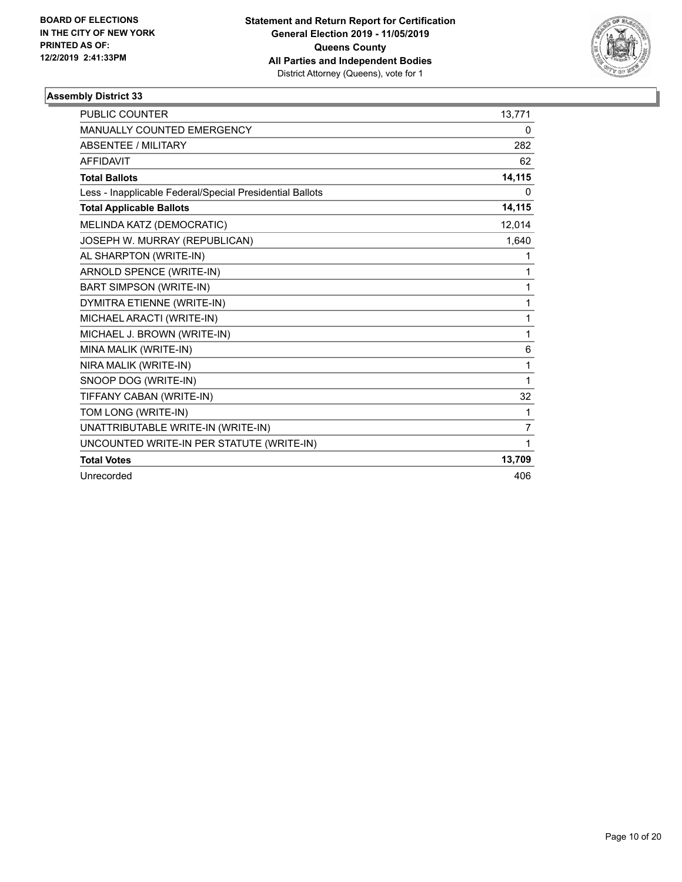BOARD OF ELECTIONS
IN THE CITY OF NEW YORK
PRINTED AS OF:
12/2/2019 2:41:33PM

**Statement and Return Report for Certification**
**General Election 2019 - 11/05/2019**
**Queens County**
**All Parties and Independent Bodies**
District Attorney (Queens), vote for 1

### Assembly District 33

| | |
|---|---|
| PUBLIC COUNTER | 13,771 |
| MANUALLY COUNTED EMERGENCY | 0 |
| ABSENTEE / MILITARY | 282 |
| AFFIDAVIT | 62 |
| **Total Ballots** | **14,115** |
| Less - Inapplicable Federal/Special Presidential Ballots | 0 |
| **Total Applicable Ballots** | **14,115** |
| MELINDA KATZ (DEMOCRATIC) | 12,014 |
| JOSEPH W. MURRAY (REPUBLICAN) | 1,640 |
| AL SHARPTON (WRITE-IN) | 1 |
| ARNOLD SPENCE (WRITE-IN) | 1 |
| BART SIMPSON (WRITE-IN) | 1 |
| DYMITRA ETIENNE (WRITE-IN) | 1 |
| MICHAEL ARACTI (WRITE-IN) | 1 |
| MICHAEL J. BROWN (WRITE-IN) | 1 |
| MINA MALIK (WRITE-IN) | 6 |
| NIRA MALIK (WRITE-IN) | 1 |
| SNOOP DOG (WRITE-IN) | 1 |
| TIFFANY CABAN (WRITE-IN) | 32 |
| TOM LONG (WRITE-IN) | 1 |
| UNATTRIBUTABLE WRITE-IN (WRITE-IN) | 7 |
| UNCOUNTED WRITE-IN PER STATUTE (WRITE-IN) | 1 |
| **Total Votes** | **13,709** |
| Unrecorded | 406 |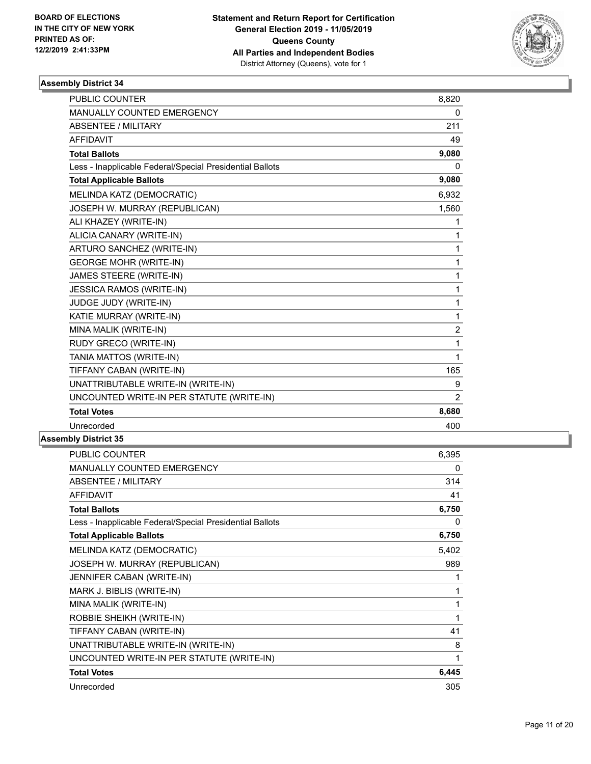BOARD OF ELECTIONS
IN THE CITY OF NEW YORK
PRINTED AS OF:
12/2/2019 2:41:33PM

**Statement and Return Report for Certification**
**General Election 2019 - 11/05/2019**
**Queens County**
**All Parties and Independent Bodies**
District Attorney (Queens), vote for 1

### Assembly District 34

| | |
|---|---|
| PUBLIC COUNTER | 8,820 |
| MANUALLY COUNTED EMERGENCY | 0 |
| ABSENTEE / MILITARY | 211 |
| AFFIDAVIT | 49 |
| **Total Ballots** | **9,080** |
| Less - Inapplicable Federal/Special Presidential Ballots | 0 |
| **Total Applicable Ballots** | **9,080** |
| MELINDA KATZ (DEMOCRATIC) | 6,932 |
| JOSEPH W. MURRAY (REPUBLICAN) | 1,560 |
| ALI KHAZEY (WRITE-IN) | 1 |
| ALICIA CANARY (WRITE-IN) | 1 |
| ARTURO SANCHEZ (WRITE-IN) | 1 |
| GEORGE MOHR (WRITE-IN) | 1 |
| JAMES STEERE (WRITE-IN) | 1 |
| JESSICA RAMOS (WRITE-IN) | 1 |
| JUDGE JUDY (WRITE-IN) | 1 |
| KATIE MURRAY (WRITE-IN) | 1 |
| MINA MALIK (WRITE-IN) | 2 |
| RUDY GRECO (WRITE-IN) | 1 |
| TANIA MATTOS (WRITE-IN) | 1 |
| TIFFANY CABAN (WRITE-IN) | 165 |
| UNATTRIBUTABLE WRITE-IN (WRITE-IN) | 9 |
| UNCOUNTED WRITE-IN PER STATUTE (WRITE-IN) | 2 |
| **Total Votes** | **8,680** |
| Unrecorded | 400 |

### Assembly District 35

| | |
|---|---|
| PUBLIC COUNTER | 6,395 |
| MANUALLY COUNTED EMERGENCY | 0 |
| ABSENTEE / MILITARY | 314 |
| AFFIDAVIT | 41 |
| **Total Ballots** | **6,750** |
| Less - Inapplicable Federal/Special Presidential Ballots | 0 |
| **Total Applicable Ballots** | **6,750** |
| MELINDA KATZ (DEMOCRATIC) | 5,402 |
| JOSEPH W. MURRAY (REPUBLICAN) | 989 |
| JENNIFER CABAN (WRITE-IN) | 1 |
| MARK J. BIBLIS (WRITE-IN) | 1 |
| MINA MALIK (WRITE-IN) | 1 |
| ROBBIE SHEIKH (WRITE-IN) | 1 |
| TIFFANY CABAN (WRITE-IN) | 41 |
| UNATTRIBUTABLE WRITE-IN (WRITE-IN) | 8 |
| UNCOUNTED WRITE-IN PER STATUTE (WRITE-IN) | 1 |
| **Total Votes** | **6,445** |
| Unrecorded | 305 |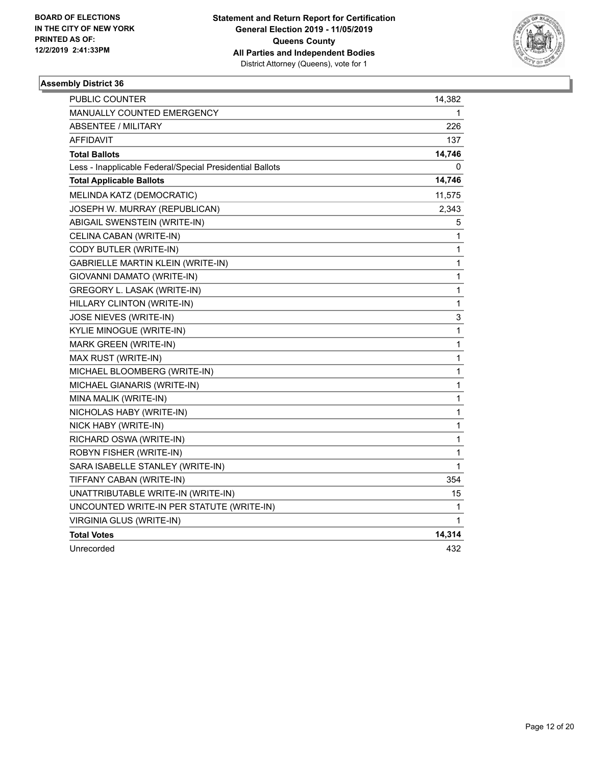**BOARD OF ELECTIONS IN THE CITY OF NEW YORK PRINTED AS OF: 12/2/2019 2:41:33PM**

**Statement and Return Report for Certification General Election 2019 - 11/05/2019 Queens County All Parties and Independent Bodies**
District Attorney (Queens), vote for 1

### Assembly District 36

| | |
|---|---|
| PUBLIC COUNTER | 14,382 |
| MANUALLY COUNTED EMERGENCY | 1 |
| ABSENTEE / MILITARY | 226 |
| AFFIDAVIT | 137 |
| **Total Ballots** | **14,746** |
| Less - Inapplicable Federal/Special Presidential Ballots | 0 |
| **Total Applicable Ballots** | **14,746** |
| MELINDA KATZ (DEMOCRATIC) | 11,575 |
| JOSEPH W. MURRAY (REPUBLICAN) | 2,343 |
| ABIGAIL SWENSTEIN (WRITE-IN) | 5 |
| CELINA CABAN (WRITE-IN) | 1 |
| CODY BUTLER (WRITE-IN) | 1 |
| GABRIELLE MARTIN KLEIN (WRITE-IN) | 1 |
| GIOVANNI DAMATO (WRITE-IN) | 1 |
| GREGORY L. LASAK (WRITE-IN) | 1 |
| HILLARY CLINTON (WRITE-IN) | 1 |
| JOSE NIEVES (WRITE-IN) | 3 |
| KYLIE MINOGUE (WRITE-IN) | 1 |
| MARK GREEN (WRITE-IN) | 1 |
| MAX RUST (WRITE-IN) | 1 |
| MICHAEL BLOOMBERG (WRITE-IN) | 1 |
| MICHAEL GIANARIS (WRITE-IN) | 1 |
| MINA MALIK (WRITE-IN) | 1 |
| NICHOLAS HABY (WRITE-IN) | 1 |
| NICK HABY (WRITE-IN) | 1 |
| RICHARD OSWA (WRITE-IN) | 1 |
| ROBYN FISHER (WRITE-IN) | 1 |
| SARA ISABELLE STANLEY (WRITE-IN) | 1 |
| TIFFANY CABAN (WRITE-IN) | 354 |
| UNATTRIBUTABLE WRITE-IN (WRITE-IN) | 15 |
| UNCOUNTED WRITE-IN PER STATUTE (WRITE-IN) | 1 |
| VIRGINIA GLUS (WRITE-IN) | 1 |
| **Total Votes** | **14,314** |
| Unrecorded | 432 |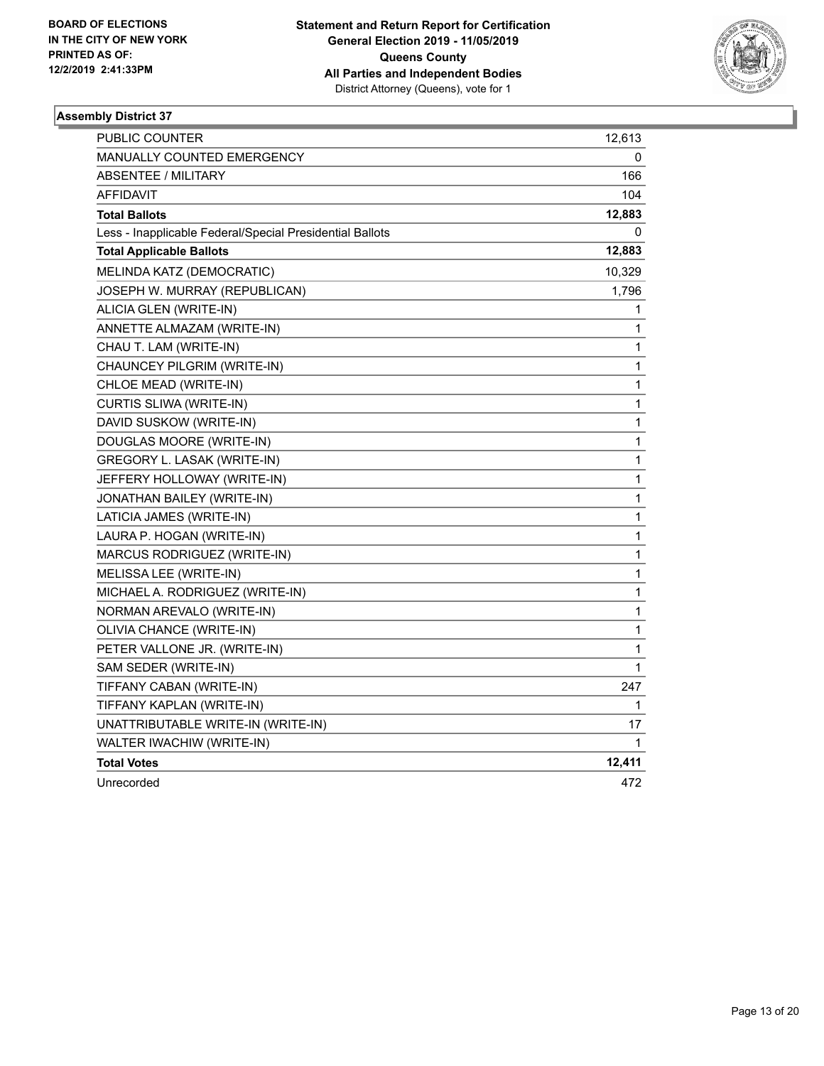**BOARD OF ELECTIONS IN THE CITY OF NEW YORK PRINTED AS OF: 12/2/2019 2:41:33PM**

**Statement and Return Report for Certification**
**General Election 2019 - 11/05/2019**
**Queens County**
**All Parties and Independent Bodies**
District Attorney (Queens), vote for 1

### Assembly District 37

| | |
|---|---|
| PUBLIC COUNTER | 12,613 |
| MANUALLY COUNTED EMERGENCY | 0 |
| ABSENTEE / MILITARY | 166 |
| AFFIDAVIT | 104 |
| **Total Ballots** | **12,883** |
| Less - Inapplicable Federal/Special Presidential Ballots | 0 |
| **Total Applicable Ballots** | **12,883** |
| MELINDA KATZ (DEMOCRATIC) | 10,329 |
| JOSEPH W. MURRAY (REPUBLICAN) | 1,796 |
| ALICIA GLEN (WRITE-IN) | 1 |
| ANNETTE ALMAZAM (WRITE-IN) | 1 |
| CHAU T. LAM (WRITE-IN) | 1 |
| CHAUNCEY PILGRIM (WRITE-IN) | 1 |
| CHLOE MEAD (WRITE-IN) | 1 |
| CURTIS SLIWA (WRITE-IN) | 1 |
| DAVID SUSKOW (WRITE-IN) | 1 |
| DOUGLAS MOORE (WRITE-IN) | 1 |
| GREGORY L. LASAK (WRITE-IN) | 1 |
| JEFFERY HOLLOWAY (WRITE-IN) | 1 |
| JONATHAN BAILEY (WRITE-IN) | 1 |
| LATICIA JAMES (WRITE-IN) | 1 |
| LAURA P. HOGAN (WRITE-IN) | 1 |
| MARCUS RODRIGUEZ (WRITE-IN) | 1 |
| MELISSA LEE (WRITE-IN) | 1 |
| MICHAEL A. RODRIGUEZ (WRITE-IN) | 1 |
| NORMAN AREVALO (WRITE-IN) | 1 |
| OLIVIA CHANCE (WRITE-IN) | 1 |
| PETER VALLONE JR. (WRITE-IN) | 1 |
| SAM SEDER (WRITE-IN) | 1 |
| TIFFANY CABAN (WRITE-IN) | 247 |
| TIFFANY KAPLAN (WRITE-IN) | 1 |
| UNATTRIBUTABLE WRITE-IN (WRITE-IN) | 17 |
| WALTER IWACHIW (WRITE-IN) | 1 |
| **Total Votes** | **12,411** |
| Unrecorded | 472 |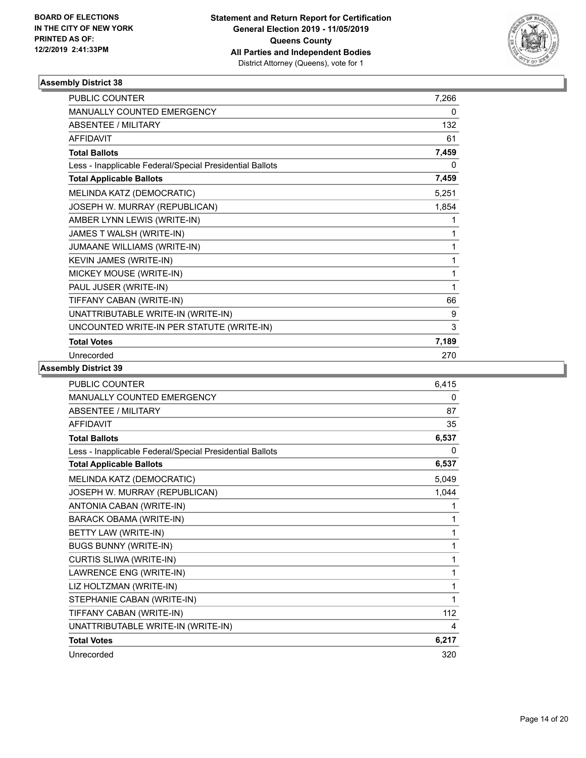BOARD OF ELECTIONS
IN THE CITY OF NEW YORK
PRINTED AS OF:
12/2/2019 2:41:33PM

**Statement and Return Report for Certification**
**General Election 2019 - 11/05/2019**
**Queens County**
**All Parties and Independent Bodies**
District Attorney (Queens), vote for 1

### Assembly District 38

| | |
|---|---|
| PUBLIC COUNTER | 7,266 |
| MANUALLY COUNTED EMERGENCY | 0 |
| ABSENTEE / MILITARY | 132 |
| AFFIDAVIT | 61 |
| **Total Ballots** | **7,459** |
| Less - Inapplicable Federal/Special Presidential Ballots | 0 |
| **Total Applicable Ballots** | **7,459** |
| MELINDA KATZ (DEMOCRATIC) | 5,251 |
| JOSEPH W. MURRAY (REPUBLICAN) | 1,854 |
| AMBER LYNN LEWIS (WRITE-IN) | 1 |
| JAMES T WALSH (WRITE-IN) | 1 |
| JUMAANE WILLIAMS (WRITE-IN) | 1 |
| KEVIN JAMES (WRITE-IN) | 1 |
| MICKEY MOUSE (WRITE-IN) | 1 |
| PAUL JUSER (WRITE-IN) | 1 |
| TIFFANY CABAN (WRITE-IN) | 66 |
| UNATTRIBUTABLE WRITE-IN (WRITE-IN) | 9 |
| UNCOUNTED WRITE-IN PER STATUTE (WRITE-IN) | 3 |
| **Total Votes** | **7,189** |
| Unrecorded | 270 |

### Assembly District 39

| | |
|---|---|
| PUBLIC COUNTER | 6,415 |
| MANUALLY COUNTED EMERGENCY | 0 |
| ABSENTEE / MILITARY | 87 |
| AFFIDAVIT | 35 |
| **Total Ballots** | **6,537** |
| Less - Inapplicable Federal/Special Presidential Ballots | 0 |
| **Total Applicable Ballots** | **6,537** |
| MELINDA KATZ (DEMOCRATIC) | 5,049 |
| JOSEPH W. MURRAY (REPUBLICAN) | 1,044 |
| ANTONIA CABAN (WRITE-IN) | 1 |
| BARACK OBAMA (WRITE-IN) | 1 |
| BETTY LAW (WRITE-IN) | 1 |
| BUGS BUNNY (WRITE-IN) | 1 |
| CURTIS SLIWA (WRITE-IN) | 1 |
| LAWRENCE ENG (WRITE-IN) | 1 |
| LIZ HOLTZMAN (WRITE-IN) | 1 |
| STEPHANIE CABAN (WRITE-IN) | 1 |
| TIFFANY CABAN (WRITE-IN) | 112 |
| UNATTRIBUTABLE WRITE-IN (WRITE-IN) | 4 |
| **Total Votes** | **6,217** |
| Unrecorded | 320 |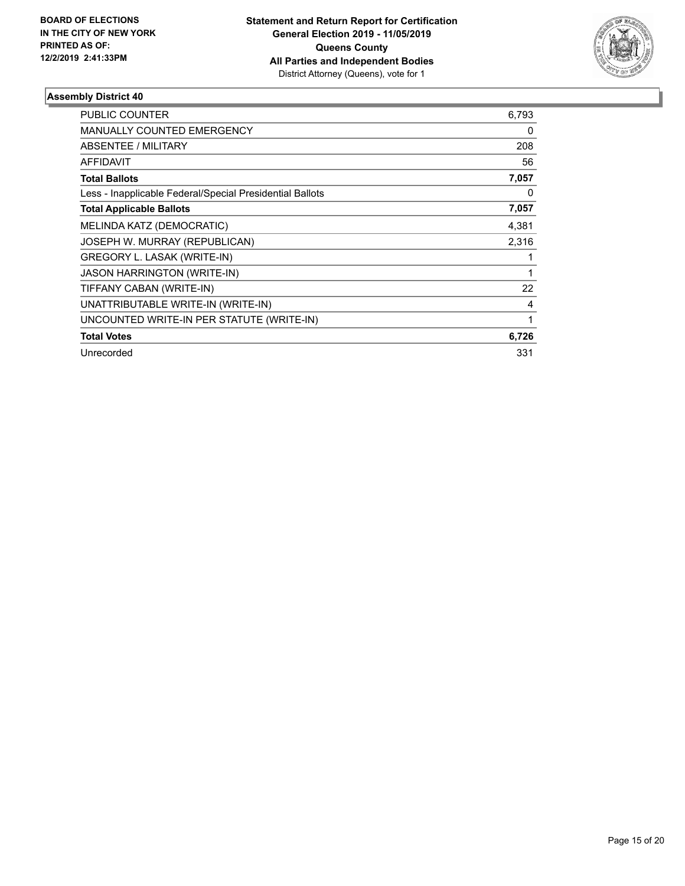**BOARD OF ELECTIONS IN THE CITY OF NEW YORK PRINTED AS OF: 12/2/2019 2:41:33PM**

**Statement and Return Report for Certification General Election 2019 - 11/05/2019 Queens County All Parties and Independent Bodies**
District Attorney (Queens), vote for 1

### Assembly District 40

| | |
|---|---|
| PUBLIC COUNTER | 6,793 |
| MANUALLY COUNTED EMERGENCY | 0 |
| ABSENTEE / MILITARY | 208 |
| AFFIDAVIT | 56 |
| **Total Ballots** | **7,057** |
| Less - Inapplicable Federal/Special Presidential Ballots | 0 |
| **Total Applicable Ballots** | **7,057** |
| MELINDA KATZ (DEMOCRATIC) | 4,381 |
| JOSEPH W. MURRAY (REPUBLICAN) | 2,316 |
| GREGORY L. LASAK (WRITE-IN) | 1 |
| JASON HARRINGTON (WRITE-IN) | 1 |
| TIFFANY CABAN (WRITE-IN) | 22 |
| UNATTRIBUTABLE WRITE-IN (WRITE-IN) | 4 |
| UNCOUNTED WRITE-IN PER STATUTE (WRITE-IN) | 1 |
| **Total Votes** | **6,726** |
| Unrecorded | 331 |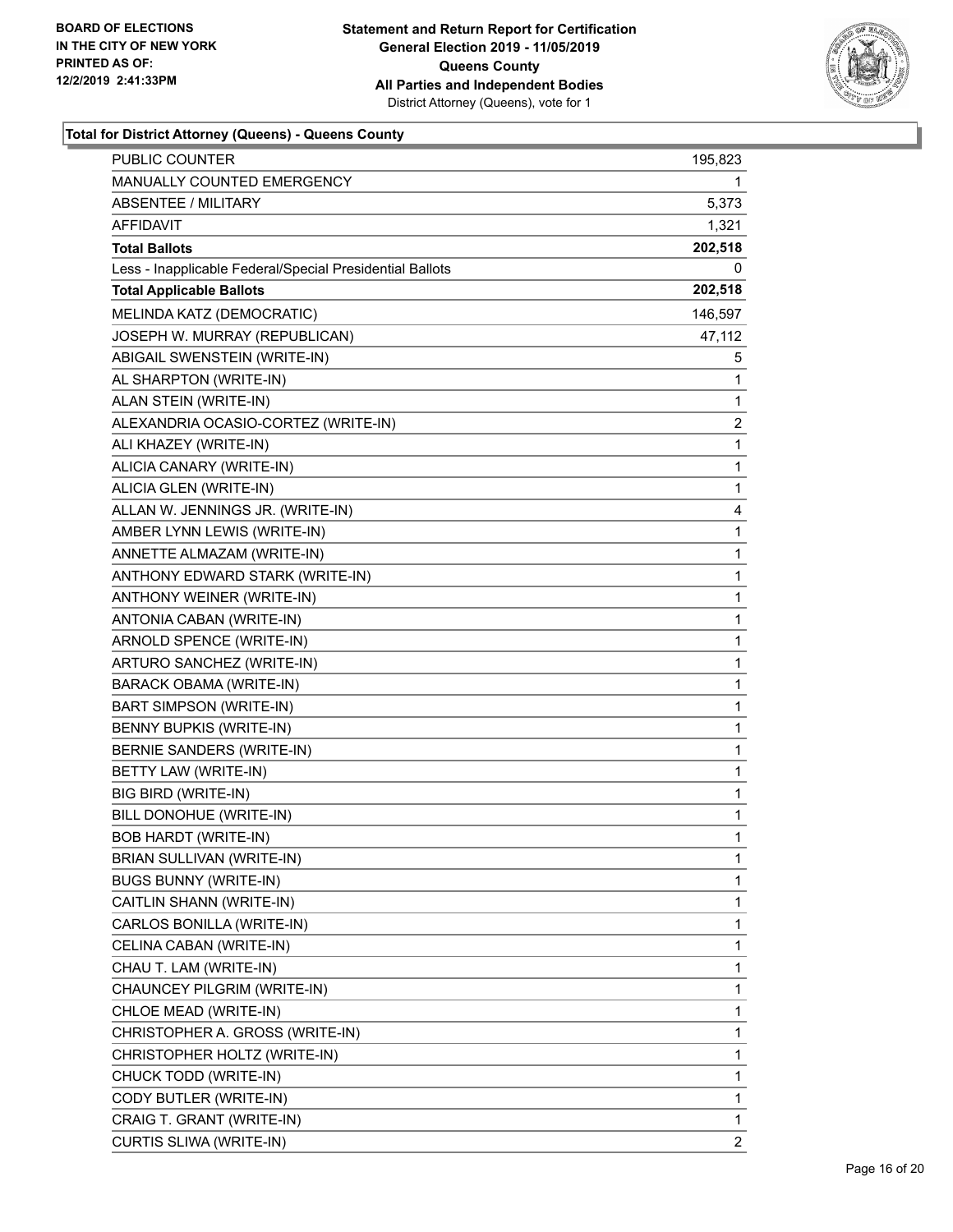BOARD OF ELECTIONS
IN THE CITY OF NEW YORK
PRINTED AS OF:
12/2/2019 2:41:33PM

**Statement and Return Report for Certification**
**General Election 2019 - 11/05/2019**
**Queens County**
**All Parties and Independent Bodies**
District Attorney (Queens), vote for 1

### Total for District Attorney (Queens) - Queens County

| | |
|---|---|
| PUBLIC COUNTER | 195,823 |
| MANUALLY COUNTED EMERGENCY | 1 |
| ABSENTEE / MILITARY | 5,373 |
| AFFIDAVIT | 1,321 |
| **Total Ballots** | **202,518** |
| Less - Inapplicable Federal/Special Presidential Ballots | 0 |
| **Total Applicable Ballots** | **202,518** |
| MELINDA KATZ (DEMOCRATIC) | 146,597 |
| JOSEPH W. MURRAY (REPUBLICAN) | 47,112 |
| ABIGAIL SWENSTEIN (WRITE-IN) | 5 |
| AL SHARPTON (WRITE-IN) | 1 |
| ALAN STEIN (WRITE-IN) | 1 |
| ALEXANDRIA OCASIO-CORTEZ (WRITE-IN) | 2 |
| ALI KHAZEY (WRITE-IN) | 1 |
| ALICIA CANARY (WRITE-IN) | 1 |
| ALICIA GLEN (WRITE-IN) | 1 |
| ALLAN W. JENNINGS JR. (WRITE-IN) | 4 |
| AMBER LYNN LEWIS (WRITE-IN) | 1 |
| ANNETTE ALMAZAM (WRITE-IN) | 1 |
| ANTHONY EDWARD STARK (WRITE-IN) | 1 |
| ANTHONY WEINER (WRITE-IN) | 1 |
| ANTONIA CABAN (WRITE-IN) | 1 |
| ARNOLD SPENCE (WRITE-IN) | 1 |
| ARTURO SANCHEZ (WRITE-IN) | 1 |
| BARACK OBAMA (WRITE-IN) | 1 |
| BART SIMPSON (WRITE-IN) | 1 |
| BENNY BUPKIS (WRITE-IN) | 1 |
| BERNIE SANDERS (WRITE-IN) | 1 |
| BETTY LAW (WRITE-IN) | 1 |
| BIG BIRD (WRITE-IN) | 1 |
| BILL DONOHUE (WRITE-IN) | 1 |
| BOB HARDT (WRITE-IN) | 1 |
| BRIAN SULLIVAN (WRITE-IN) | 1 |
| BUGS BUNNY (WRITE-IN) | 1 |
| CAITLIN SHANN (WRITE-IN) | 1 |
| CARLOS BONILLA (WRITE-IN) | 1 |
| CELINA CABAN (WRITE-IN) | 1 |
| CHAU T. LAM (WRITE-IN) | 1 |
| CHAUNCEY PILGRIM (WRITE-IN) | 1 |
| CHLOE MEAD (WRITE-IN) | 1 |
| CHRISTOPHER A. GROSS (WRITE-IN) | 1 |
| CHRISTOPHER HOLTZ (WRITE-IN) | 1 |
| CHUCK TODD (WRITE-IN) | 1 |
| CODY BUTLER (WRITE-IN) | 1 |
| CRAIG T. GRANT (WRITE-IN) | 1 |
| CURTIS SLIWA (WRITE-IN) | 2 |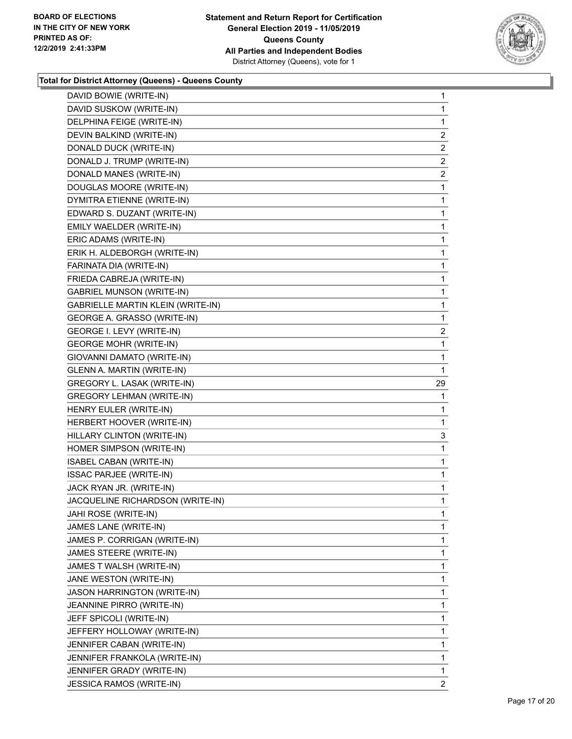**Total for District Attorney (Queens) - Queens County**

| | |
|---|---|
| DAVID BOWIE (WRITE-IN) | 1 |
| DAVID SUSKOW (WRITE-IN) | 1 |
| DELPHINA FEIGE (WRITE-IN) | 1 |
| DEVIN BALKIND (WRITE-IN) | 2 |
| DONALD DUCK (WRITE-IN) | 2 |
| DONALD J. TRUMP (WRITE-IN) | 2 |
| DONALD MANES (WRITE-IN) | 2 |
| DOUGLAS MOORE (WRITE-IN) | 1 |
| DYMITRA ETIENNE (WRITE-IN) | 1 |
| EDWARD S. DUZANT (WRITE-IN) | 1 |
| EMILY WAELDER (WRITE-IN) | 1 |
| ERIC ADAMS (WRITE-IN) | 1 |
| ERIK H. ALDEBORGH (WRITE-IN) | 1 |
| FARINATA DIA (WRITE-IN) | 1 |
| FRIEDA CABREJA (WRITE-IN) | 1 |
| GABRIEL MUNSON (WRITE-IN) | 1 |
| GABRIELLE MARTIN KLEIN (WRITE-IN) | 1 |
| GEORGE A. GRASSO (WRITE-IN) | 1 |
| GEORGE I. LEVY (WRITE-IN) | 2 |
| GEORGE MOHR (WRITE-IN) | 1 |
| GIOVANNI DAMATO (WRITE-IN) | 1 |
| GLENN A. MARTIN (WRITE-IN) | 1 |
| GREGORY L. LASAK (WRITE-IN) | 29 |
| GREGORY LEHMAN (WRITE-IN) | 1 |
| HENRY EULER (WRITE-IN) | 1 |
| HERBERT HOOVER (WRITE-IN) | 1 |
| HILLARY CLINTON (WRITE-IN) | 3 |
| HOMER SIMPSON (WRITE-IN) | 1 |
| ISABEL CABAN (WRITE-IN) | 1 |
| ISSAC PARJEE (WRITE-IN) | 1 |
| JACK RYAN JR. (WRITE-IN) | 1 |
| JACQUELINE RICHARDSON (WRITE-IN) | 1 |
| JAHI ROSE (WRITE-IN) | 1 |
| JAMES LANE (WRITE-IN) | 1 |
| JAMES P. CORRIGAN (WRITE-IN) | 1 |
| JAMES STEERE (WRITE-IN) | 1 |
| JAMES T WALSH (WRITE-IN) | 1 |
| JANE WESTON (WRITE-IN) | 1 |
| JASON HARRINGTON (WRITE-IN) | 1 |
| JEANNINE PIRRO (WRITE-IN) | 1 |
| JEFF SPICOLI (WRITE-IN) | 1 |
| JEFFERY HOLLOWAY (WRITE-IN) | 1 |
| JENNIFER CABAN (WRITE-IN) | 1 |
| JENNIFER FRANKOLA (WRITE-IN) | 1 |
| JENNIFER GRADY (WRITE-IN) | 1 |
| JESSICA RAMOS (WRITE-IN) | 2 |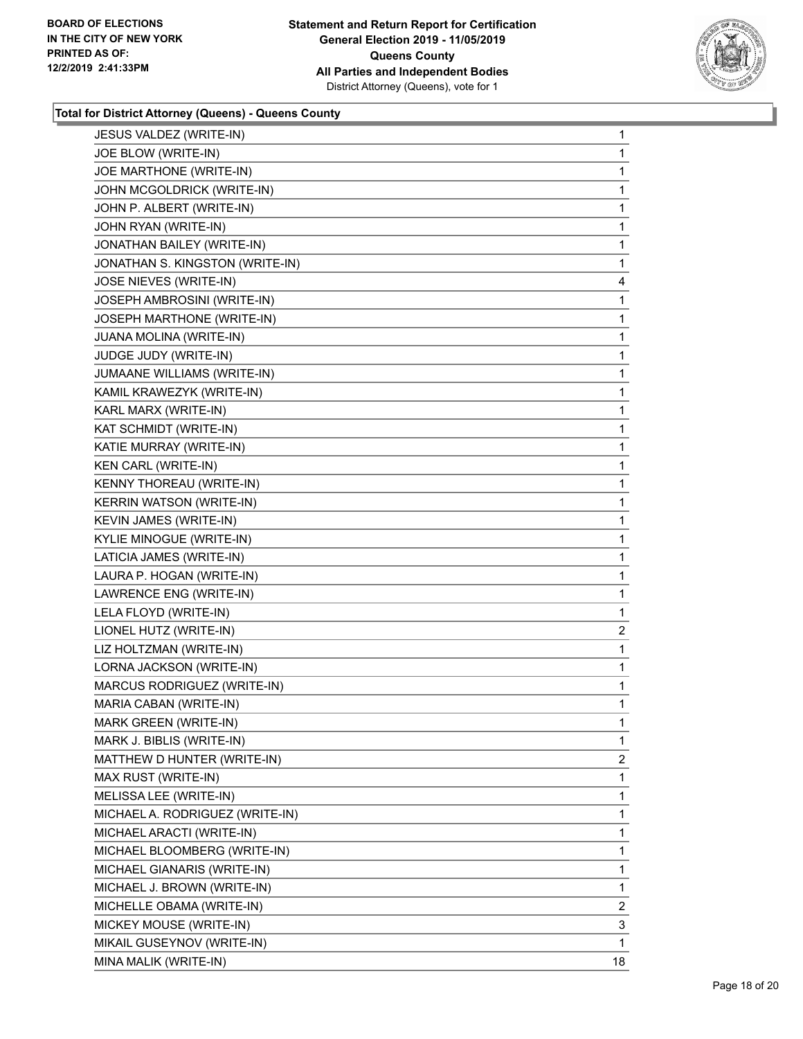**Total for District Attorney (Queens) - Queens County**

| Candidate | Votes |
|---|---|
| JESUS VALDEZ (WRITE-IN) | 1 |
| JOE BLOW (WRITE-IN) | 1 |
| JOE MARTHONE (WRITE-IN) | 1 |
| JOHN MCGOLDRICK (WRITE-IN) | 1 |
| JOHN P. ALBERT (WRITE-IN) | 1 |
| JOHN RYAN (WRITE-IN) | 1 |
| JONATHAN BAILEY (WRITE-IN) | 1 |
| JONATHAN S. KINGSTON (WRITE-IN) | 1 |
| JOSE NIEVES (WRITE-IN) | 4 |
| JOSEPH AMBROSINI (WRITE-IN) | 1 |
| JOSEPH MARTHONE (WRITE-IN) | 1 |
| JUANA MOLINA (WRITE-IN) | 1 |
| JUDGE JUDY (WRITE-IN) | 1 |
| JUMAANE WILLIAMS (WRITE-IN) | 1 |
| KAMIL KRAWEZYK (WRITE-IN) | 1 |
| KARL MARX (WRITE-IN) | 1 |
| KAT SCHMIDT (WRITE-IN) | 1 |
| KATIE MURRAY (WRITE-IN) | 1 |
| KEN CARL (WRITE-IN) | 1 |
| KENNY THOREAU (WRITE-IN) | 1 |
| KERRIN WATSON (WRITE-IN) | 1 |
| KEVIN JAMES (WRITE-IN) | 1 |
| KYLIE MINOGUE (WRITE-IN) | 1 |
| LATICIA JAMES (WRITE-IN) | 1 |
| LAURA P. HOGAN (WRITE-IN) | 1 |
| LAWRENCE ENG (WRITE-IN) | 1 |
| LELA FLOYD (WRITE-IN) | 1 |
| LIONEL HUTZ (WRITE-IN) | 2 |
| LIZ HOLTZMAN (WRITE-IN) | 1 |
| LORNA JACKSON (WRITE-IN) | 1 |
| MARCUS RODRIGUEZ (WRITE-IN) | 1 |
| MARIA CABAN (WRITE-IN) | 1 |
| MARK GREEN (WRITE-IN) | 1 |
| MARK J. BIBLIS (WRITE-IN) | 1 |
| MATTHEW D HUNTER (WRITE-IN) | 2 |
| MAX RUST (WRITE-IN) | 1 |
| MELISSA LEE (WRITE-IN) | 1 |
| MICHAEL A. RODRIGUEZ (WRITE-IN) | 1 |
| MICHAEL ARACTI (WRITE-IN) | 1 |
| MICHAEL BLOOMBERG (WRITE-IN) | 1 |
| MICHAEL GIANARIS (WRITE-IN) | 1 |
| MICHAEL J. BROWN (WRITE-IN) | 1 |
| MICHELLE OBAMA (WRITE-IN) | 2 |
| MICKEY MOUSE (WRITE-IN) | 3 |
| MIKAIL GUSEYNOV (WRITE-IN) | 1 |
| MINA MALIK (WRITE-IN) | 18 |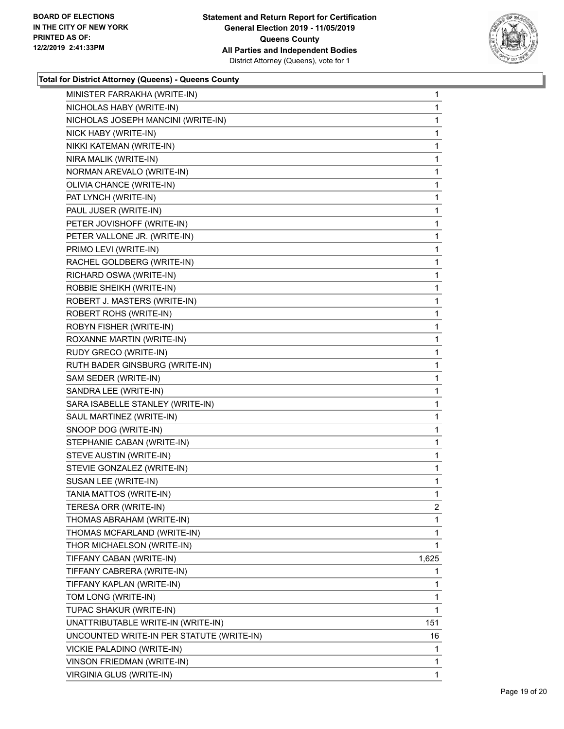**Total for District Attorney (Queens) - Queens County**

| | |
|---|---|
| MINISTER FARRAKHA (WRITE-IN) | 1 |
| NICHOLAS HABY (WRITE-IN) | 1 |
| NICHOLAS JOSEPH MANCINI (WRITE-IN) | 1 |
| NICK HABY (WRITE-IN) | 1 |
| NIKKI KATEMAN (WRITE-IN) | 1 |
| NIRA MALIK (WRITE-IN) | 1 |
| NORMAN AREVALO (WRITE-IN) | 1 |
| OLIVIA CHANCE (WRITE-IN) | 1 |
| PAT LYNCH (WRITE-IN) | 1 |
| PAUL JUSER (WRITE-IN) | 1 |
| PETER JOVISHOFF (WRITE-IN) | 1 |
| PETER VALLONE JR. (WRITE-IN) | 1 |
| PRIMO LEVI (WRITE-IN) | 1 |
| RACHEL GOLDBERG (WRITE-IN) | 1 |
| RICHARD OSWA (WRITE-IN) | 1 |
| ROBBIE SHEIKH (WRITE-IN) | 1 |
| ROBERT J. MASTERS (WRITE-IN) | 1 |
| ROBERT ROHS (WRITE-IN) | 1 |
| ROBYN FISHER (WRITE-IN) | 1 |
| ROXANNE MARTIN (WRITE-IN) | 1 |
| RUDY GRECO (WRITE-IN) | 1 |
| RUTH BADER GINSBURG (WRITE-IN) | 1 |
| SAM SEDER (WRITE-IN) | 1 |
| SANDRA LEE (WRITE-IN) | 1 |
| SARA ISABELLE STANLEY (WRITE-IN) | 1 |
| SAUL MARTINEZ (WRITE-IN) | 1 |
| SNOOP DOG (WRITE-IN) | 1 |
| STEPHANIE CABAN (WRITE-IN) | 1 |
| STEVE AUSTIN (WRITE-IN) | 1 |
| STEVIE GONZALEZ (WRITE-IN) | 1 |
| SUSAN LEE (WRITE-IN) | 1 |
| TANIA MATTOS (WRITE-IN) | 1 |
| TERESA ORR (WRITE-IN) | 2 |
| THOMAS ABRAHAM (WRITE-IN) | 1 |
| THOMAS MCFARLAND (WRITE-IN) | 1 |
| THOR MICHAELSON (WRITE-IN) | 1 |
| TIFFANY CABAN (WRITE-IN) | 1,625 |
| TIFFANY CABRERA (WRITE-IN) | 1 |
| TIFFANY KAPLAN (WRITE-IN) | 1 |
| TOM LONG (WRITE-IN) | 1 |
| TUPAC SHAKUR (WRITE-IN) | 1 |
| UNATTRIBUTABLE WRITE-IN (WRITE-IN) | 151 |
| UNCOUNTED WRITE-IN PER STATUTE (WRITE-IN) | 16 |
| VICKIE PALADINO (WRITE-IN) | 1 |
| VINSON FRIEDMAN (WRITE-IN) | 1 |
| VIRGINIA GLUS (WRITE-IN) | 1 |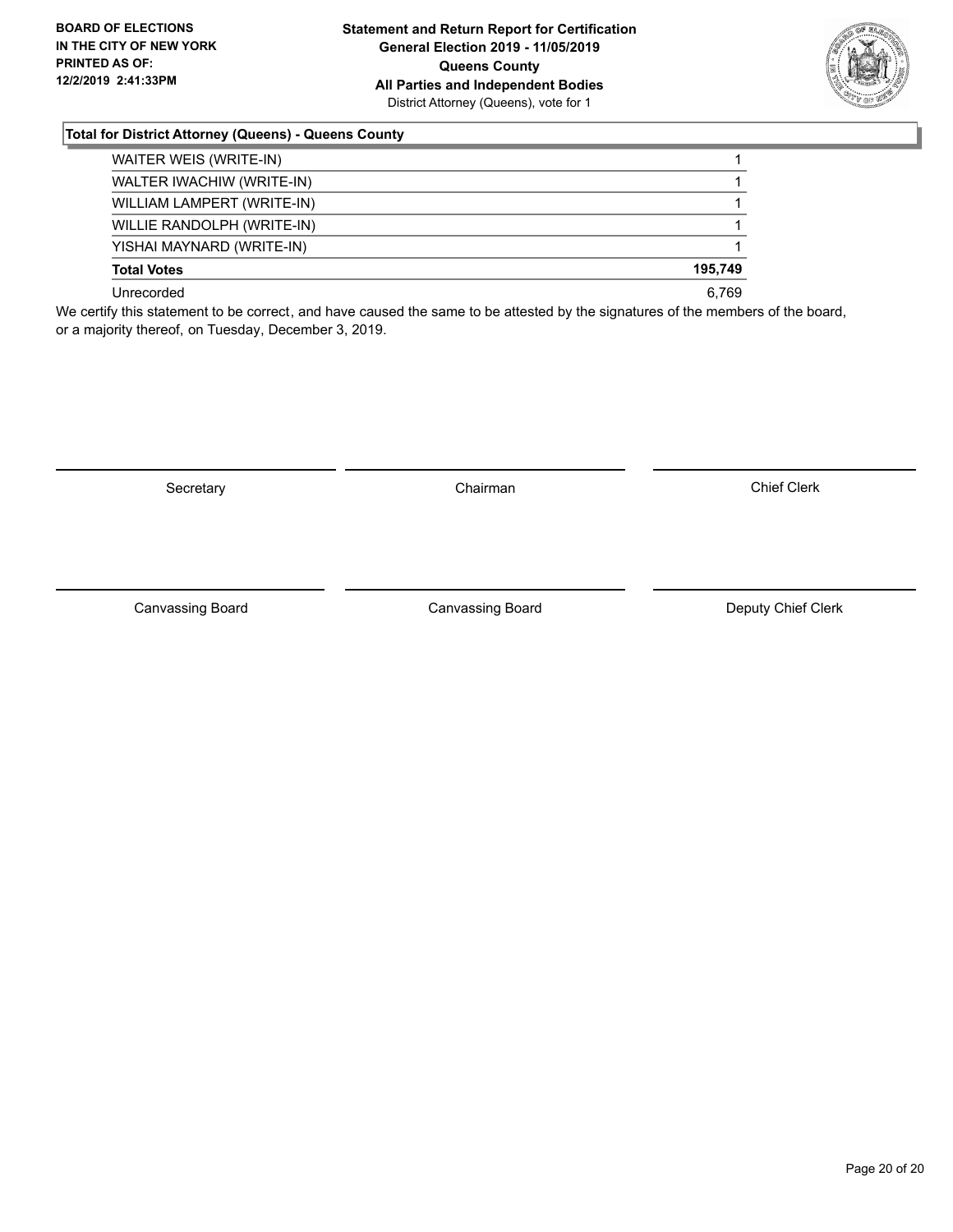**BOARD OF ELECTIONS IN THE CITY OF NEW YORK PRINTED AS OF: 12/2/2019 2:41:33PM**

**Statement and Return Report for Certification General Election 2019 - 11/05/2019 Queens County All Parties and Independent Bodies**
District Attorney (Queens), vote for 1

**Total for District Attorney (Queens) - Queens County**

| | |
|---|---|
| WAITER WEIS (WRITE-IN) | 1 |
| WALTER IWACHIW (WRITE-IN) | 1 |
| WILLIAM LAMPERT (WRITE-IN) | 1 |
| WILLIE RANDOLPH (WRITE-IN) | 1 |
| YISHAI MAYNARD (WRITE-IN) | 1 |
| **Total Votes** | **195,749** |
| Unrecorded | 6,769 |

We certify this statement to be correct, and have caused the same to be attested by the signatures of the members of the board, or a majority thereof, on Tuesday, December 3, 2019.

Secretary

Chairman

Chief Clerk

Canvassing Board

Canvassing Board

Deputy Chief Clerk